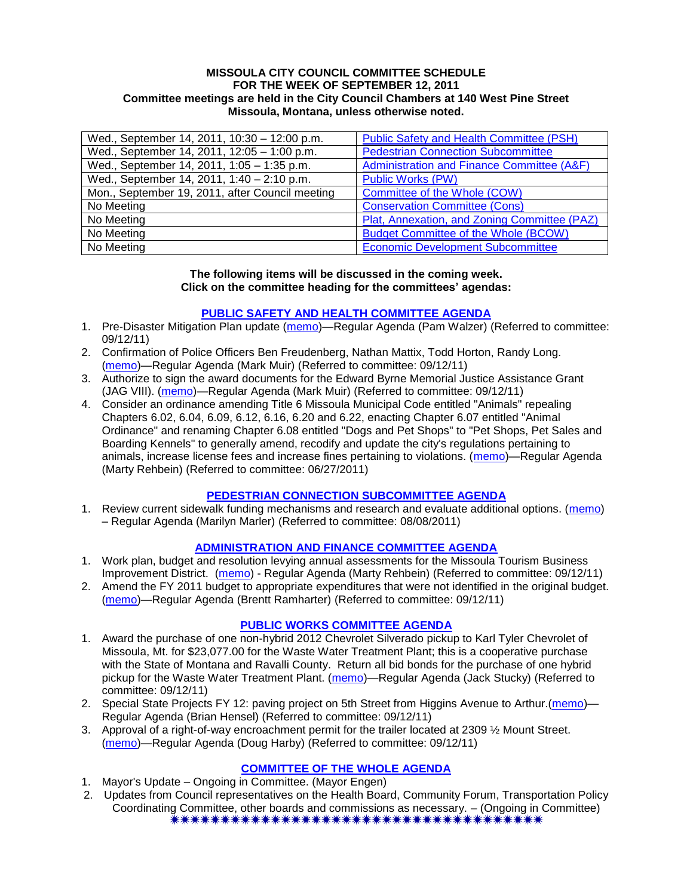**MISSOULA CITY COUNCIL COMMITTEE SCHEDULE**
**FOR THE WEEK OF SEPTEMBER 12, 2011**
**Committee meetings are held in the City Council Chambers at 140 West Pine Street Missoula, Montana, unless otherwise noted.**

| | |
|---|---|
| Wed., September 14, 2011, 10:30 – 12:00 p.m. | Public Safety and Health Committee (PSH) |
| Wed., September 14, 2011, 12:05 – 1:00 p.m. | Pedestrian Connection Subcommittee |
| Wed., September 14, 2011, 1:05 – 1:35 p.m. | Administration and Finance Committee (A&F) |
| Wed., September 14, 2011, 1:40 – 2:10 p.m. | Public Works (PW) |
| Mon., September 19, 2011, after Council meeting | Committee of the Whole (COW) |
| No Meeting | Conservation Committee (Cons) |
| No Meeting | Plat, Annexation, and Zoning Committee (PAZ) |
| No Meeting | Budget Committee of the Whole (BCOW) |
| No Meeting | Economic Development Subcommittee |

**The following items will be discussed in the coming week. Click on the committee heading for the committees' agendas:**

## PUBLIC SAFETY AND HEALTH COMMITTEE AGENDA

1. Pre-Disaster Mitigation Plan update (memo)—Regular Agenda (Pam Walzer) (Referred to committee: 09/12/11)
2. Confirmation of Police Officers Ben Freudenberg, Nathan Mattix, Todd Horton, Randy Long. (memo)—Regular Agenda (Mark Muir) (Referred to committee: 09/12/11)
3. Authorize to sign the award documents for the Edward Byrne Memorial Justice Assistance Grant (JAG VIII). (memo)—Regular Agenda (Mark Muir) (Referred to committee: 09/12/11)
4. Consider an ordinance amending Title 6 Missoula Municipal Code entitled "Animals" repealing Chapters 6.02, 6.04, 6.09, 6.12, 6.16, 6.20 and 6.22, enacting Chapter 6.07 entitled "Animal Ordinance" and renaming Chapter 6.08 entitled "Dogs and Pet Shops" to "Pet Shops, Pet Sales and Boarding Kennels" to generally amend, recodify and update the city's regulations pertaining to animals, increase license fees and increase fines pertaining to violations. (memo)—Regular Agenda (Marty Rehbein) (Referred to committee: 06/27/2011)

## PEDESTRIAN CONNECTION SUBCOMMITTEE AGENDA

1. Review current sidewalk funding mechanisms and research and evaluate additional options. (memo) – Regular Agenda (Marilyn Marler) (Referred to committee: 08/08/2011)

## ADMINISTRATION AND FINANCE COMMITTEE AGENDA

1. Work plan, budget and resolution levying annual assessments for the Missoula Tourism Business Improvement District. (memo) - Regular Agenda (Marty Rehbein) (Referred to committee: 09/12/11)
2. Amend the FY 2011 budget to appropriate expenditures that were not identified in the original budget. (memo)—Regular Agenda (Brentt Ramharter) (Referred to committee: 09/12/11)

## PUBLIC WORKS COMMITTEE AGENDA

1. Award the purchase of one non-hybrid 2012 Chevrolet Silverado pickup to Karl Tyler Chevrolet of Missoula, Mt. for $23,077.00 for the Waste Water Treatment Plant; this is a cooperative purchase with the State of Montana and Ravalli County. Return all bid bonds for the purchase of one hybrid pickup for the Waste Water Treatment Plant. (memo)—Regular Agenda (Jack Stucky) (Referred to committee: 09/12/11)
2. Special State Projects FY 12: paving project on 5th Street from Higgins Avenue to Arthur.(memo)—Regular Agenda (Brian Hensel) (Referred to committee: 09/12/11)
3. Approval of a right-of-way encroachment permit for the trailer located at 2309 ½ Mount Street. (memo)—Regular Agenda (Doug Harby) (Referred to committee: 09/12/11)

## COMMITTEE OF THE WHOLE AGENDA

1. Mayor's Update – Ongoing in Committee. (Mayor Engen)
2. Updates from Council representatives on the Health Board, Community Forum, Transportation Policy Coordinating Committee, other boards and commissions as necessary. – (Ongoing in Committee)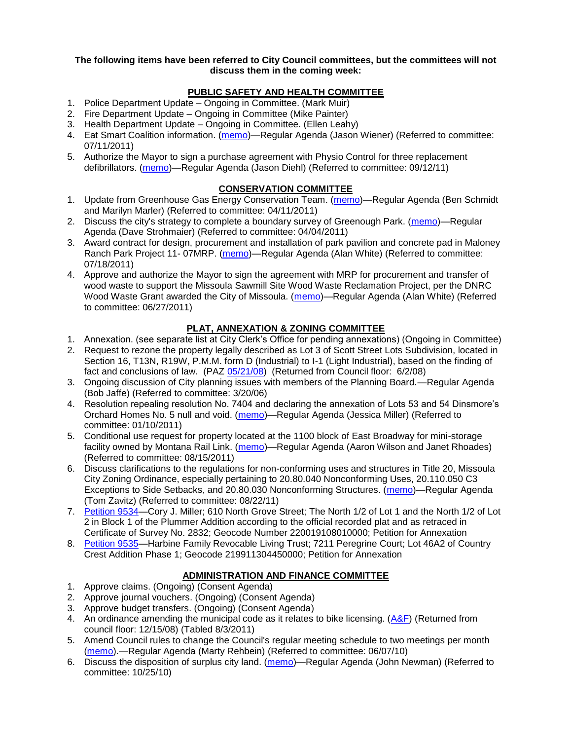**The following items have been referred to City Council committees, but the committees will not discuss them in the coming week:**

## PUBLIC SAFETY AND HEALTH COMMITTEE

1. Police Department Update – Ongoing in Committee. (Mark Muir)
2. Fire Department Update – Ongoing in Committee (Mike Painter)
3. Health Department Update – Ongoing in Committee. (Ellen Leahy)
4. Eat Smart Coalition information. (memo)—Regular Agenda (Jason Wiener) (Referred to committee: 07/11/2011)
5. Authorize the Mayor to sign a purchase agreement with Physio Control for three replacement defibrillators. (memo)—Regular Agenda (Jason Diehl) (Referred to committee: 09/12/11)

## CONSERVATION COMMITTEE

1. Update from Greenhouse Gas Energy Conservation Team. (memo)—Regular Agenda (Ben Schmidt and Marilyn Marler) (Referred to committee: 04/11/2011)
2. Discuss the city's strategy to complete a boundary survey of Greenough Park. (memo)—Regular Agenda (Dave Strohmaier) (Referred to committee: 04/04/2011)
3. Award contract for design, procurement and installation of park pavilion and concrete pad in Maloney Ranch Park Project 11- 07MRP. (memo)—Regular Agenda (Alan White) (Referred to committee: 07/18/2011)
4. Approve and authorize the Mayor to sign the agreement with MRP for procurement and transfer of wood waste to support the Missoula Sawmill Site Wood Waste Reclamation Project, per the DNRC Wood Waste Grant awarded the City of Missoula. (memo)—Regular Agenda (Alan White) (Referred to committee: 06/27/2011)

## PLAT, ANNEXATION & ZONING COMMITTEE

1. Annexation. (see separate list at City Clerk's Office for pending annexations) (Ongoing in Committee)
2. Request to rezone the property legally described as Lot 3 of Scott Street Lots Subdivision, located in Section 16, T13N, R19W, P.M.M. form D (Industrial) to I-1 (Light Industrial), based on the finding of fact and conclusions of law. (PAZ 05/21/08) (Returned from Council floor: 6/2/08)
3. Ongoing discussion of City planning issues with members of the Planning Board.—Regular Agenda (Bob Jaffe) (Referred to committee: 3/20/06)
4. Resolution repealing resolution No. 7404 and declaring the annexation of Lots 53 and 54 Dinsmore's Orchard Homes No. 5 null and void. (memo)—Regular Agenda (Jessica Miller) (Referred to committee: 01/10/2011)
5. Conditional use request for property located at the 1100 block of East Broadway for mini-storage facility owned by Montana Rail Link. (memo)—Regular Agenda (Aaron Wilson and Janet Rhoades) (Referred to committee: 08/15/2011)
6. Discuss clarifications to the regulations for non-conforming uses and structures in Title 20, Missoula City Zoning Ordinance, especially pertaining to 20.80.040 Nonconforming Uses, 20.110.050 C3 Exceptions to Side Setbacks, and 20.80.030 Nonconforming Structures. (memo)—Regular Agenda (Tom Zavitz) (Referred to committee: 08/22/11)
7. Petition 9534—Cory J. Miller; 610 North Grove Street; The North 1/2 of Lot 1 and the North 1/2 of Lot 2 in Block 1 of the Plummer Addition according to the official recorded plat and as retraced in Certificate of Survey No. 2832; Geocode Number 220019108010000; Petition for Annexation
8. Petition 9535—Harbine Family Revocable Living Trust; 7211 Peregrine Court; Lot 46A2 of Country Crest Addition Phase 1; Geocode 219911304450000; Petition for Annexation

## ADMINISTRATION AND FINANCE COMMITTEE

1. Approve claims. (Ongoing) (Consent Agenda)
2. Approve journal vouchers. (Ongoing) (Consent Agenda)
3. Approve budget transfers. (Ongoing) (Consent Agenda)
4. An ordinance amending the municipal code as it relates to bike licensing. (A&F) (Returned from council floor: 12/15/08) (Tabled 8/3/2011)
5. Amend Council rules to change the Council's regular meeting schedule to two meetings per month (memo).—Regular Agenda (Marty Rehbein) (Referred to committee: 06/07/10)
6. Discuss the disposition of surplus city land. (memo)—Regular Agenda (John Newman) (Referred to committee: 10/25/10)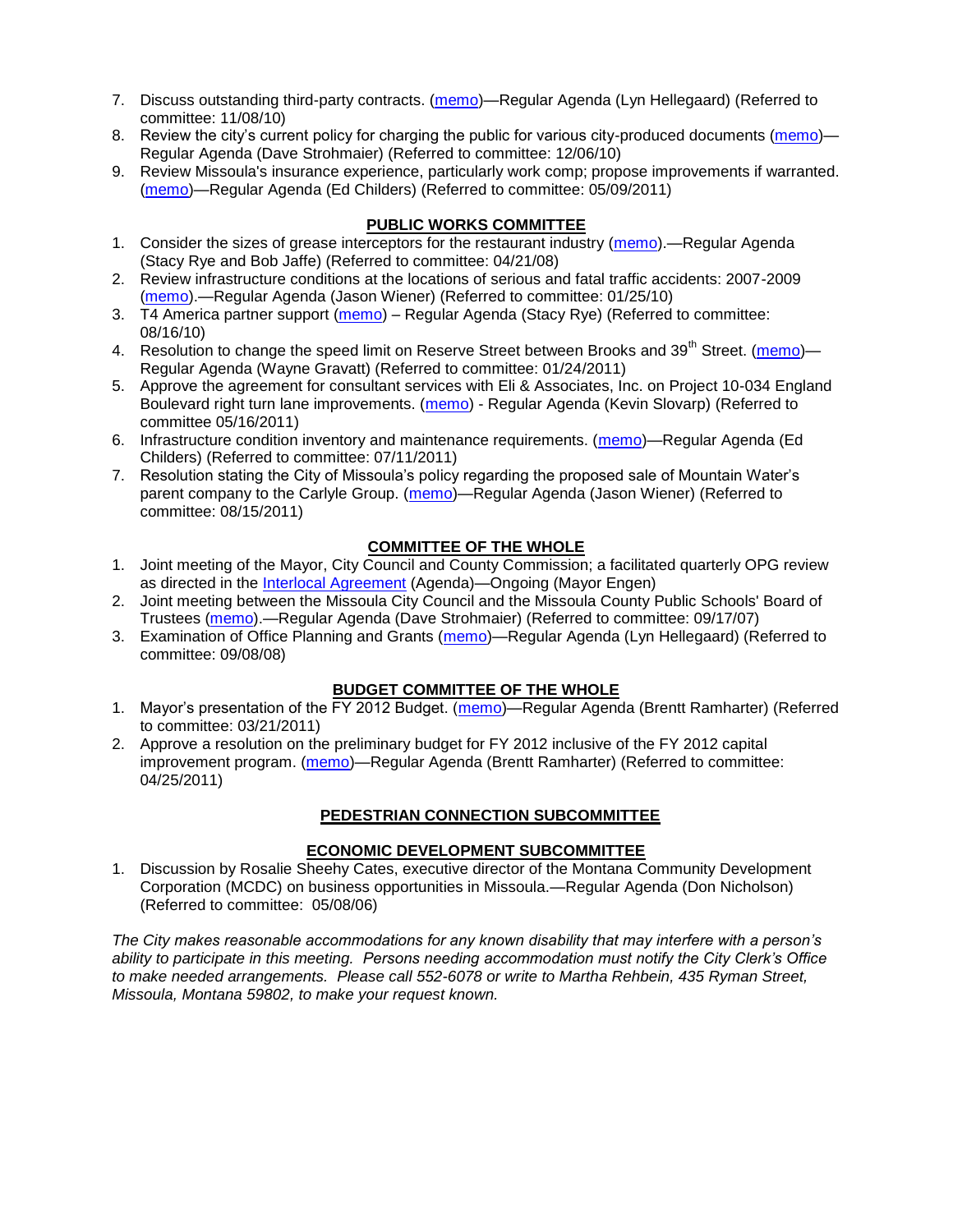7. Discuss outstanding third-party contracts. (memo)—Regular Agenda (Lyn Hellegaard) (Referred to committee: 11/08/10)
8. Review the city's current policy for charging the public for various city-produced documents (memo)—Regular Agenda (Dave Strohmaier) (Referred to committee: 12/06/10)
9. Review Missoula's insurance experience, particularly work comp; propose improvements if warranted. (memo)—Regular Agenda (Ed Childers) (Referred to committee: 05/09/2011)

## PUBLIC WORKS COMMITTEE

1. Consider the sizes of grease interceptors for the restaurant industry (memo).—Regular Agenda (Stacy Rye and Bob Jaffe) (Referred to committee: 04/21/08)
2. Review infrastructure conditions at the locations of serious and fatal traffic accidents: 2007-2009 (memo).—Regular Agenda (Jason Wiener) (Referred to committee: 01/25/10)
3. T4 America partner support (memo) – Regular Agenda (Stacy Rye) (Referred to committee: 08/16/10)
4. Resolution to change the speed limit on Reserve Street between Brooks and 39th Street. (memo)—Regular Agenda (Wayne Gravatt) (Referred to committee: 01/24/2011)
5. Approve the agreement for consultant services with Eli & Associates, Inc. on Project 10-034 England Boulevard right turn lane improvements. (memo) - Regular Agenda (Kevin Slovarp) (Referred to committee 05/16/2011)
6. Infrastructure condition inventory and maintenance requirements. (memo)—Regular Agenda (Ed Childers) (Referred to committee: 07/11/2011)
7. Resolution stating the City of Missoula's policy regarding the proposed sale of Mountain Water's parent company to the Carlyle Group. (memo)—Regular Agenda (Jason Wiener) (Referred to committee: 08/15/2011)

## COMMITTEE OF THE WHOLE

1. Joint meeting of the Mayor, City Council and County Commission; a facilitated quarterly OPG review as directed in the Interlocal Agreement (Agenda)—Ongoing (Mayor Engen)
2. Joint meeting between the Missoula City Council and the Missoula County Public Schools' Board of Trustees (memo).—Regular Agenda (Dave Strohmaier) (Referred to committee: 09/17/07)
3. Examination of Office Planning and Grants (memo)—Regular Agenda (Lyn Hellegaard) (Referred to committee: 09/08/08)

## BUDGET COMMITTEE OF THE WHOLE

1. Mayor's presentation of the FY 2012 Budget. (memo)—Regular Agenda (Brentt Ramharter) (Referred to committee: 03/21/2011)
2. Approve a resolution on the preliminary budget for FY 2012 inclusive of the FY 2012 capital improvement program. (memo)—Regular Agenda (Brentt Ramharter) (Referred to committee: 04/25/2011)

## PEDESTRIAN CONNECTION SUBCOMMITTEE

## ECONOMIC DEVELOPMENT SUBCOMMITTEE

1. Discussion by Rosalie Sheehy Cates, executive director of the Montana Community Development Corporation (MCDC) on business opportunities in Missoula.—Regular Agenda (Don Nicholson) (Referred to committee: 05/08/06)

*The City makes reasonable accommodations for any known disability that may interfere with a person's ability to participate in this meeting. Persons needing accommodation must notify the City Clerk's Office to make needed arrangements. Please call 552-6078 or write to Martha Rehbein, 435 Ryman Street, Missoula, Montana 59802, to make your request known.*